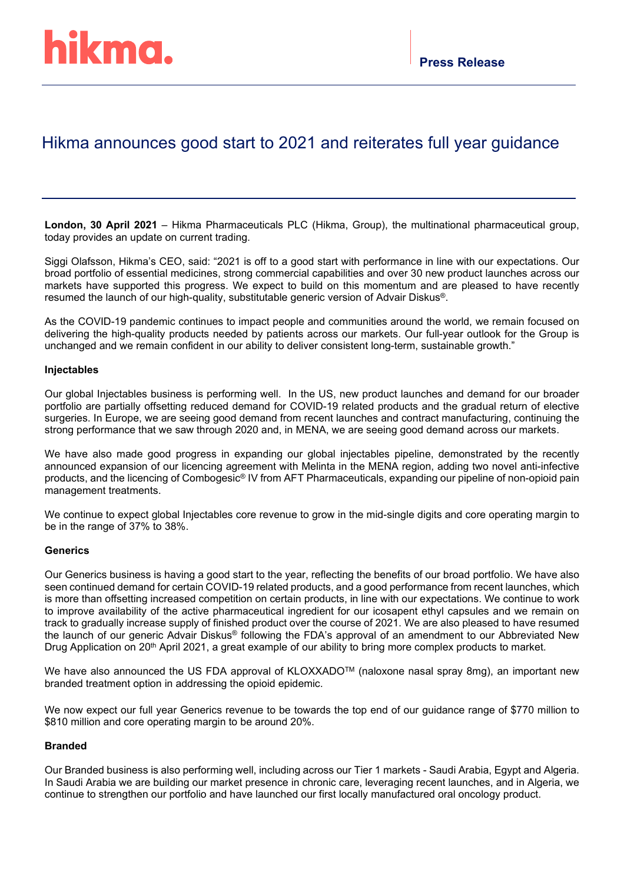**hikma.**

**Press Release**

# Hikma announces good start to 2021 and reiterates full year guidance

**London, 30 April 2021** – Hikma Pharmaceuticals PLC (Hikma, Group), the multinational pharmaceutical group, today provides an update on current trading.

Siggi Olafsson, Hikma's CEO, said: "2021 is off to a good start with performance in line with our expectations. Our broad portfolio of essential medicines, strong commercial capabilities and over 30 new product launches across our markets have supported this progress. We expect to build on this momentum and are pleased to have recently resumed the launch of our high-quality, substitutable generic version of Advair Diskus®.

As the COVID-19 pandemic continues to impact people and communities around the world, we remain focused on delivering the high-quality products needed by patients across our markets. Our full-year outlook for the Group is unchanged and we remain confident in our ability to deliver consistent long-term, sustainable growth."

### Injectables

Our global Injectables business is performing well. In the US, new product launches and demand for our broader portfolio are partially offsetting reduced demand for COVID-19 related products and the gradual return of elective surgeries. In Europe, we are seeing good demand from recent launches and contract manufacturing, continuing the strong performance that we saw through 2020 and, in MENA, we are seeing good demand across our markets.

We have also made good progress in expanding our global injectables pipeline, demonstrated by the recently announced expansion of our licencing agreement with Melinta in the MENA region, adding two novel anti-infective products, and the licencing of Combogesic® IV from AFT Pharmaceuticals, expanding our pipeline of non-opioid pain management treatments.

We continue to expect global Injectables core revenue to grow in the mid-single digits and core operating margin to be in the range of 37% to 38%.

### Generics

Our Generics business is having a good start to the year, reflecting the benefits of our broad portfolio. We have also seen continued demand for certain COVID-19 related products, and a good performance from recent launches, which is more than offsetting increased competition on certain products, in line with our expectations. We continue to work to improve availability of the active pharmaceutical ingredient for our icosapent ethyl capsules and we remain on track to gradually increase supply of finished product over the course of 2021. We are also pleased to have resumed the launch of our generic Advair Diskus® following the FDA's approval of an amendment to our Abbreviated New Drug Application on 20th April 2021, a great example of our ability to bring more complex products to market.

We have also announced the US FDA approval of KLOXXADO™ (naloxone nasal spray 8mg), an important new branded treatment option in addressing the opioid epidemic.

We now expect our full year Generics revenue to be towards the top end of our guidance range of $770 million to $810 million and core operating margin to be around 20%.

### Branded

Our Branded business is also performing well, including across our Tier 1 markets - Saudi Arabia, Egypt and Algeria. In Saudi Arabia we are building our market presence in chronic care, leveraging recent launches, and in Algeria, we continue to strengthen our portfolio and have launched our first locally manufactured oral oncology product.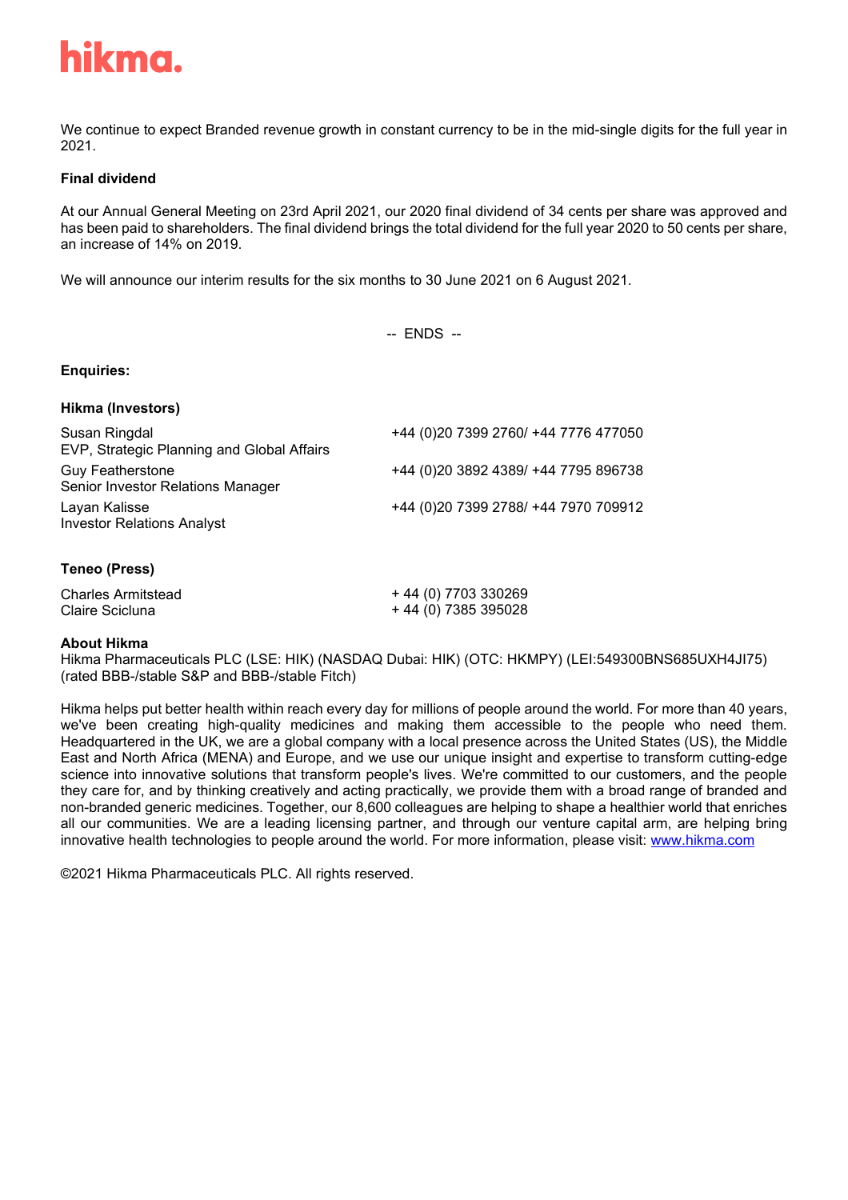We continue to expect Branded revenue growth in constant currency to be in the mid-single digits for the full year in 2021.

**Final dividend**

At our Annual General Meeting on 23rd April 2021, our 2020 final dividend of 34 cents per share was approved and has been paid to shareholders. The final dividend brings the total dividend for the full year 2020 to 50 cents per share, an increase of 14% on 2019.

We will announce our interim results for the six months to 30 June 2021 on 6 August 2021.

-- ENDS --

**Enquiries:**

**Hikma (Investors)**

| | |
|---|---|
| Susan Ringdal<br>EVP, Strategic Planning and Global Affairs | +44 (0)20 7399 2760/ +44 7776 477050 |
| Guy Featherstone<br>Senior Investor Relations Manager | +44 (0)20 3892 4389/ +44 7795 896738 |
| Layan Kalisse<br>Investor Relations Analyst | +44 (0)20 7399 2788/ +44 7970 709912 |

**Teneo (Press)**

| | |
|---|---|
| Charles Armitstead | + 44 (0) 7703 330269 |
| Claire Scicluna | + 44 (0) 7385 395028 |

**About Hikma**

Hikma Pharmaceuticals PLC (LSE: HIK) (NASDAQ Dubai: HIK) (OTC: HKMPY) (LEI:549300BNS685UXH4JI75) (rated BBB-/stable S&P and BBB-/stable Fitch)

Hikma helps put better health within reach every day for millions of people around the world. For more than 40 years, we've been creating high-quality medicines and making them accessible to the people who need them. Headquartered in the UK, we are a global company with a local presence across the United States (US), the Middle East and North Africa (MENA) and Europe, and we use our unique insight and expertise to transform cutting-edge science into innovative solutions that transform people's lives. We're committed to our customers, and the people they care for, and by thinking creatively and acting practically, we provide them with a broad range of branded and non-branded generic medicines. Together, our 8,600 colleagues are helping to shape a healthier world that enriches all our communities. We are a leading licensing partner, and through our venture capital arm, are helping bring innovative health technologies to people around the world. For more information, please visit: www.hikma.com

©2021 Hikma Pharmaceuticals PLC. All rights reserved.